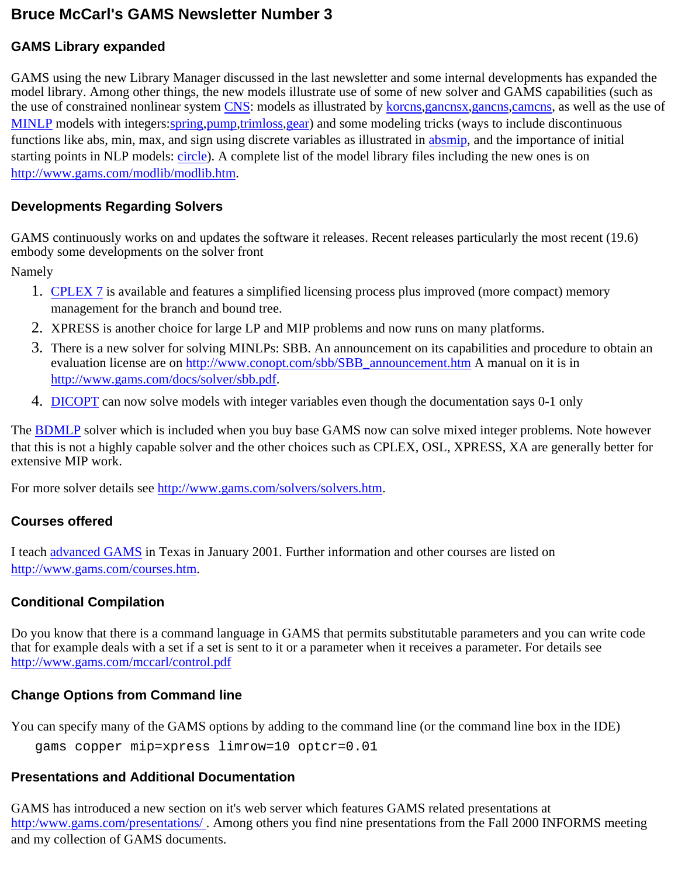# Bruce McCarl's GAMS Newsletter Number 3

## GAMS Library expanded

GAMS using the new Library Manager discussed in the last newsletter and some internal developments has expanded the model library. Among other things, the new models illustrate use of some of new solver and GAMS capabilities (such as the use of constrained nonlinear system CNS: models as illustrated by korcns,gancnsx,gancns,camcns, as well as the use of MINLP models with integers:spring,pump,trimloss,gear) and some modeling tricks (ways to include discontinuous functions like abs, min, max, and sign using discrete variables as illustrated in absmip, and the importance of initial starting points in NLP models: circle). A complete list of the model library files including the new ones is on http://www.gams.com/modlib/modlib.htm.

## Developments Regarding Solvers

GAMS continuously works on and updates the software it releases. Recent releases particularly the most recent (19.6) embody some developments on the solver front

Namely

1. CPLEX 7 is available and features a simplified licensing process plus improved (more compact) memory management for the branch and bound tree.
2. XPRESS is another choice for large LP and MIP problems and now runs on many platforms.
3. There is a new solver for solving MINLPs: SBB. An announcement on its capabilities and procedure to obtain an evaluation license are on http://www.conopt.com/sbb/SBB_announcement.htm A manual on it is in http://www.gams.com/docs/solver/sbb.pdf.
4. DICOPT can now solve models with integer variables even though the documentation says 0-1 only

The BDMLP solver which is included when you buy base GAMS now can solve mixed integer problems. Note however that this is not a highly capable solver and the other choices such as CPLEX, OSL, XPRESS, XA are generally better for extensive MIP work.

For more solver details see http://www.gams.com/solvers/solvers.htm.

## Courses offered

I teach advanced GAMS in Texas in January 2001. Further information and other courses are listed on http://www.gams.com/courses.htm.

## Conditional Compilation

Do you know that there is a command language in GAMS that permits substitutable parameters and you can write code that for example deals with a set if a set is sent to it or a parameter when it receives a parameter. For details see http://www.gams.com/mccarl/control.pdf

## Change Options from Command line

You can specify many of the GAMS options by adding to the command line (or the command line box in the IDE)

```
gams copper mip=xpress limrow=10 optcr=0.01
```

## Presentations and Additional Documentation

GAMS has introduced a new section on it's web server which features GAMS related presentations at http:/www.gams.com/presentations/ . Among others you find nine presentations from the Fall 2000 INFORMS meeting and my collection of GAMS documents.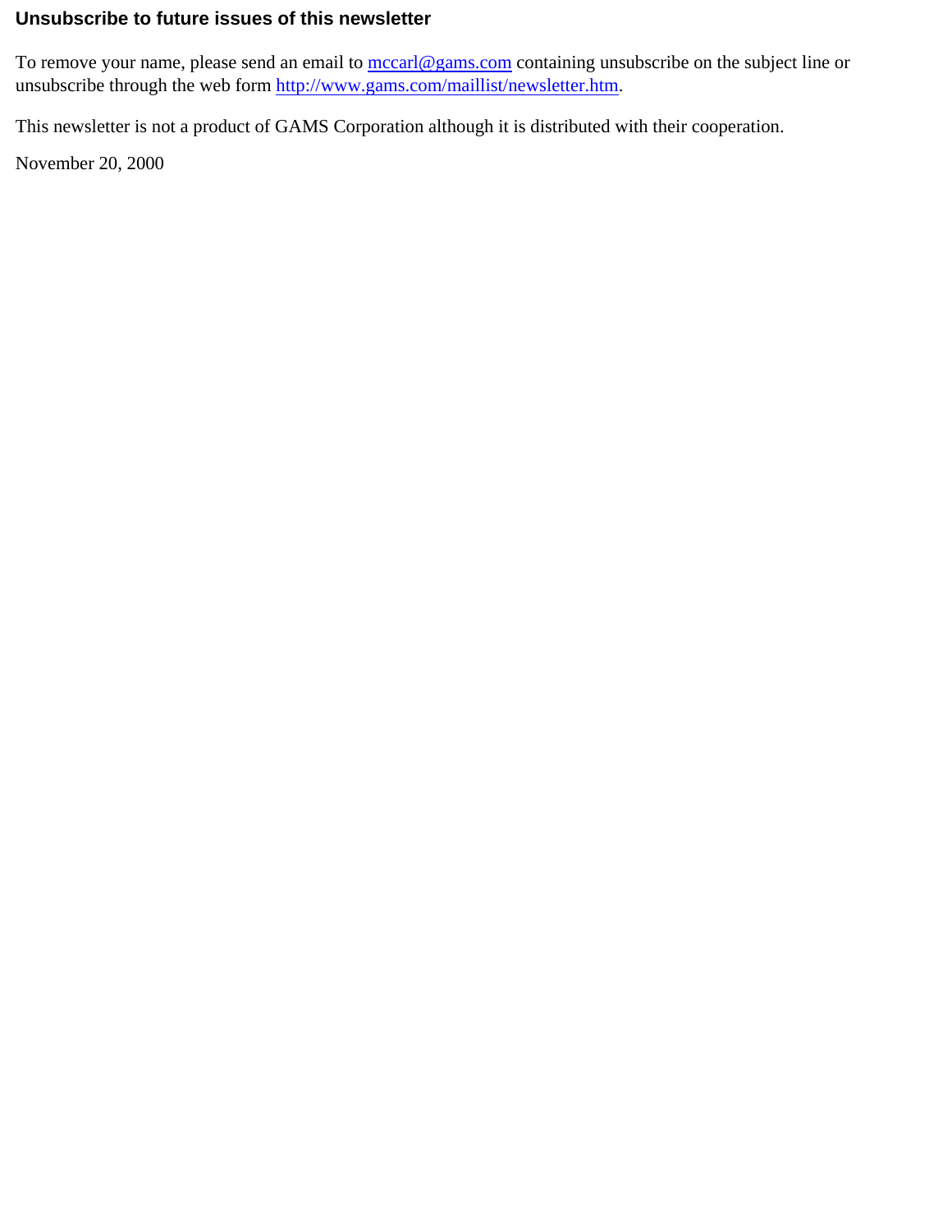### Unsubscribe to future issues of this newsletter

To remove your name, please send an email to mccarl@gams.com containing unsubscribe on the subject line or unsubscribe through the web form http://www.gams.com/maillist/newsletter.htm.

This newsletter is not a product of GAMS Corporation although it is distributed with their cooperation.

November 20, 2000